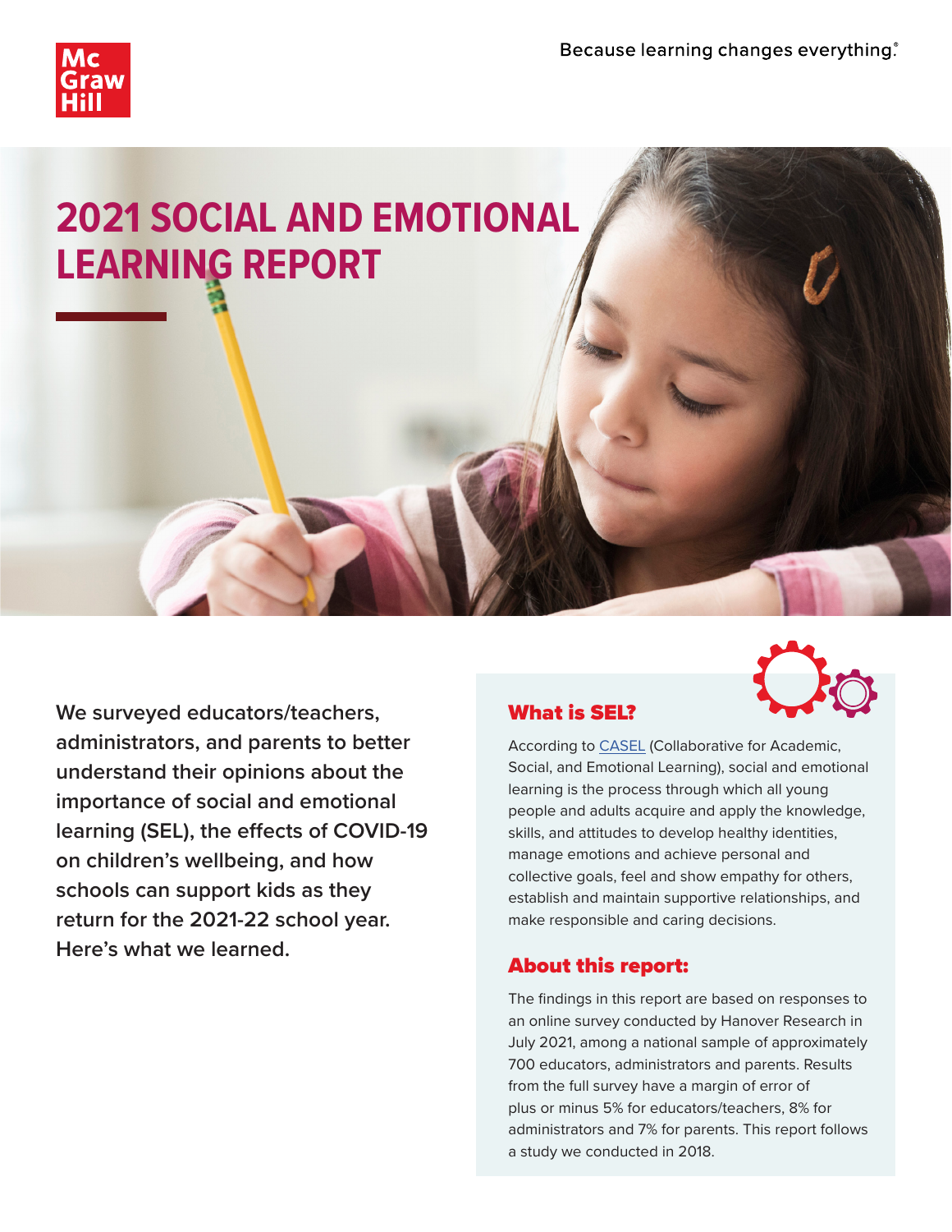Because learning changes everything.®

# 2021 SOCIAL AND EMOTIONAL LEARNING REPORT

**We surveyed educators/teachers, administrators, and parents to better understand their opinions about the importance of social and emotional learning (SEL), the effects of COVID-19 on children's wellbeing, and how schools can support kids as they return for the 2021-22 school year. Here's what we learned.**

## What is SEL?

According to CASEL (Collaborative for Academic, Social, and Emotional Learning), social and emotional learning is the process through which all young people and adults acquire and apply the knowledge, skills, and attitudes to develop healthy identities, manage emotions and achieve personal and collective goals, feel and show empathy for others, establish and maintain supportive relationships, and make responsible and caring decisions.

## About this report:

The findings in this report are based on responses to an online survey conducted by Hanover Research in July 2021, among a national sample of approximately 700 educators, administrators and parents. Results from the full survey have a margin of error of plus or minus 5% for educators/teachers, 8% for administrators and 7% for parents. This report follows a study we conducted in 2018.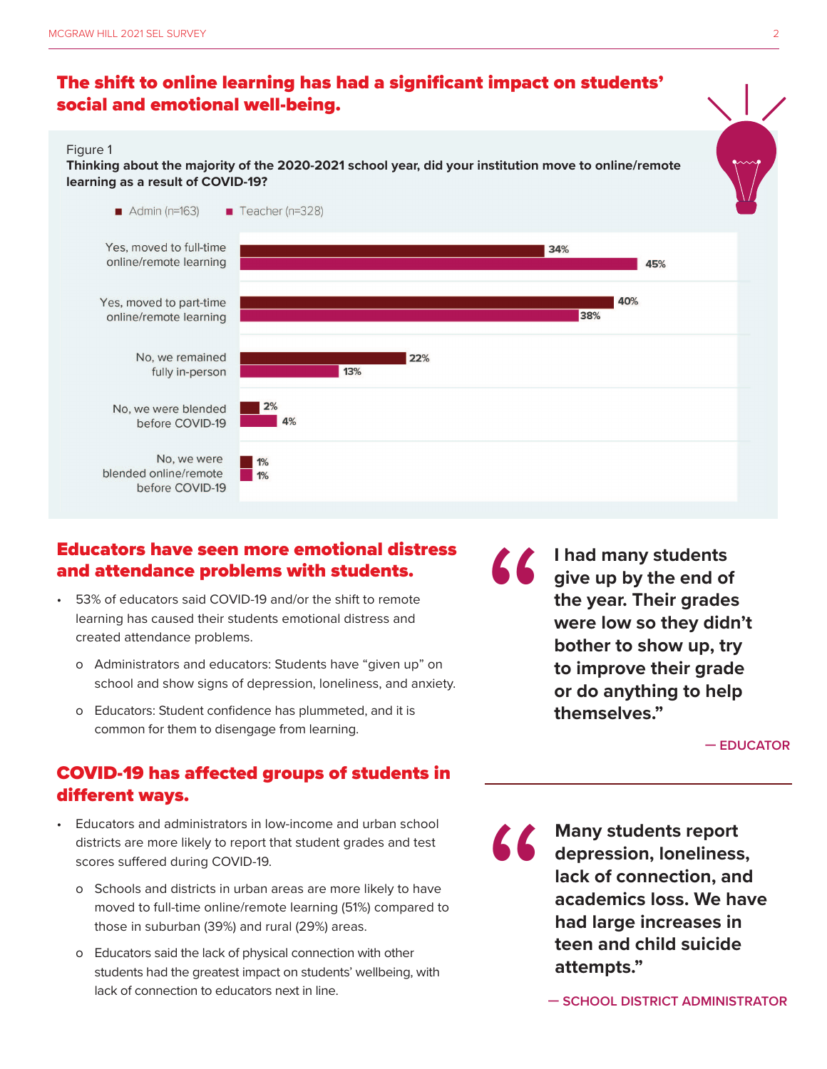## The shift to online learning has had a significant impact on students' social and emotional well-being.

Figure 1

**Thinking about the majority of the 2020-2021 school year, did your institution move to online/remote learning as a result of COVID-19?**

| Response | Admin (n=163) | Teacher (n=328) |
| --- | --- | --- |
| Yes, moved to full-time online/remote learning | 34% | 45% |
| Yes, moved to part-time online/remote learning | 40% | 38% |
| No, we remained fully in-person | 22% | 13% |
| No, we were blended before COVID-19 | 2% | 4% |
| No, we were blended online/remote before COVID-19 | 1% | 1% |

## Educators have seen more emotional distress and attendance problems with students.

- 53% of educators said COVID-19 and/or the shift to remote learning has caused their students emotional distress and created attendance problems.
  - Administrators and educators: Students have "given up" on school and show signs of depression, loneliness, and anxiety.
  - Educators: Student confidence has plummeted, and it is common for them to disengage from learning.

> **"I had many students give up by the end of the year. Their grades were low so they didn't bother to show up, try to improve their grade or do anything to help themselves."**
>
> — EDUCATOR

## COVID-19 has affected groups of students in different ways.

- Educators and administrators in low-income and urban school districts are more likely to report that student grades and test scores suffered during COVID-19.
  - Schools and districts in urban areas are more likely to have moved to full-time online/remote learning (51%) compared to those in suburban (39%) and rural (29%) areas.
  - Educators said the lack of physical connection with other students had the greatest impact on students' wellbeing, with lack of connection to educators next in line.

> **"Many students report depression, loneliness, lack of connection, and academics loss. We have had large increases in teen and child suicide attempts."**
>
> — SCHOOL DISTRICT ADMINISTRATOR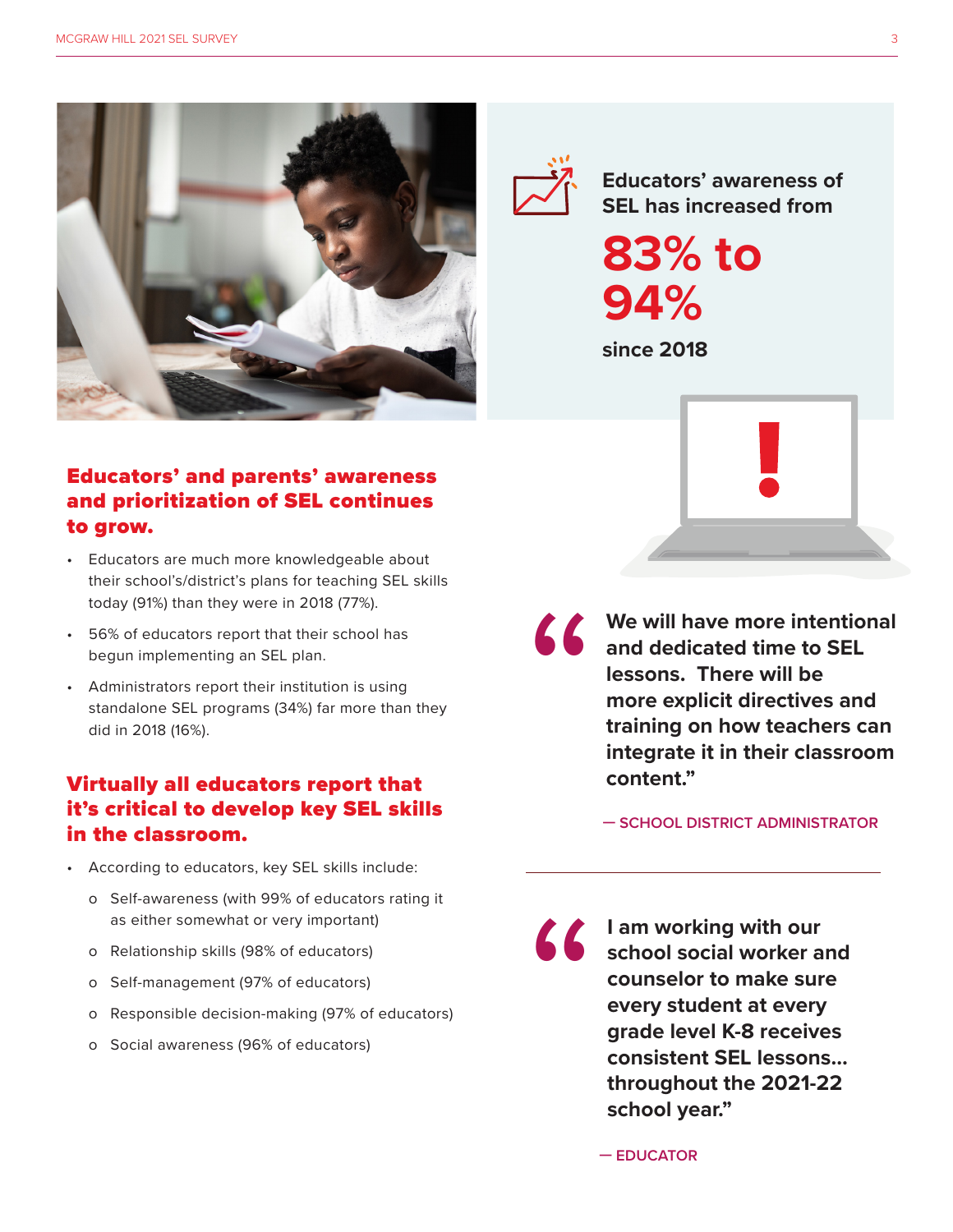Educators' awareness of SEL has increased from

**83% to 94%**

since 2018

## Educators' and parents' awareness and prioritization of SEL continues to grow.

- Educators are much more knowledgeable about their school's/district's plans for teaching SEL skills today (91%) than they were in 2018 (77%).
- 56% of educators report that their school has begun implementing an SEL plan.
- Administrators report their institution is using standalone SEL programs (34%) far more than they did in 2018 (16%).

## Virtually all educators report that it's critical to develop key SEL skills in the classroom.

- According to educators, key SEL skills include:
  - Self-awareness (with 99% of educators rating it as either somewhat or very important)
  - Relationship skills (98% of educators)
  - Self-management (97% of educators)
  - Responsible decision-making (97% of educators)
  - Social awareness (96% of educators)

> **"We will have more intentional and dedicated time to SEL lessons. There will be more explicit directives and training on how teachers can integrate it in their classroom content."**
>
> — SCHOOL DISTRICT ADMINISTRATOR

> **"I am working with our school social worker and counselor to make sure every student at every grade level K-8 receives consistent SEL lessons... throughout the 2021-22 school year."**
>
> — EDUCATOR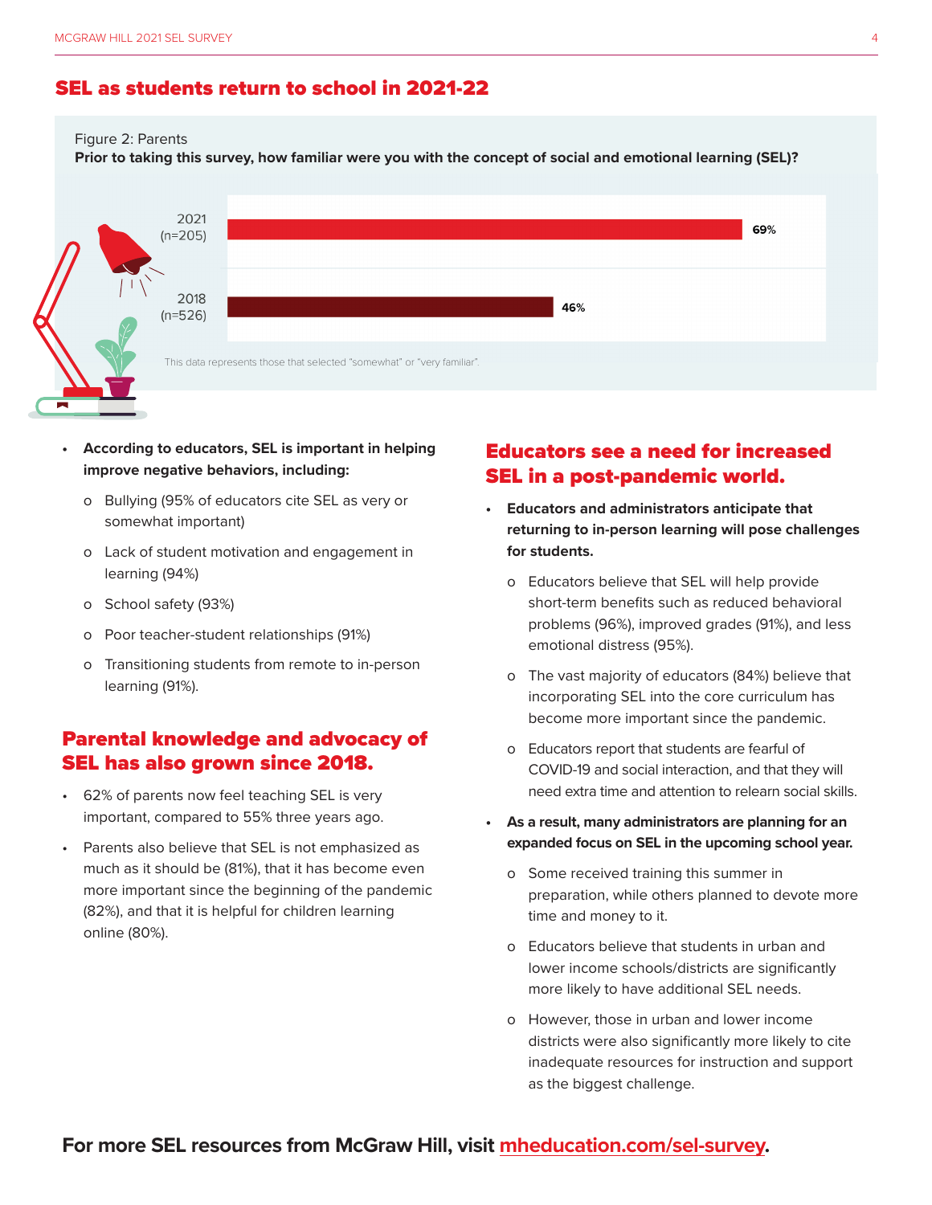## SEL as students return to school in 2021-22

Figure 2: Parents

**Prior to taking this survey, how familiar were you with the concept of social and emotional learning (SEL)?**

2021 (n=205)
69%

2018 (n=526)
46%

This data represents those that selected "somewhat" or "very familiar".

- **According to educators, SEL is important in helping improve negative behaviors, including:**
  - Bullying (95% of educators cite SEL as very or somewhat important)
  - Lack of student motivation and engagement in learning (94%)
  - School safety (93%)
  - Poor teacher-student relationships (91%)
  - Transitioning students from remote to in-person learning (91%).

### Parental knowledge and advocacy of SEL has also grown since 2018.

- 62% of parents now feel teaching SEL is very important, compared to 55% three years ago.
- Parents also believe that SEL is not emphasized as much as it should be (81%), that it has become even more important since the beginning of the pandemic (82%), and that it is helpful for children learning online (80%).

### Educators see a need for increased SEL in a post-pandemic world.

- **Educators and administrators anticipate that returning to in-person learning will pose challenges for students.**
  - Educators believe that SEL will help provide short-term benefits such as reduced behavioral problems (96%), improved grades (91%), and less emotional distress (95%).
  - The vast majority of educators (84%) believe that incorporating SEL into the core curriculum has become more important since the pandemic.
  - Educators report that students are fearful of COVID-19 and social interaction, and that they will need extra time and attention to relearn social skills.
- **As a result, many administrators are planning for an expanded focus on SEL in the upcoming school year.**
  - Some received training this summer in preparation, while others planned to devote more time and money to it.
  - Educators believe that students in urban and lower income schools/districts are significantly more likely to have additional SEL needs.
  - However, those in urban and lower income districts were also significantly more likely to cite inadequate resources for instruction and support as the biggest challenge.

**For more SEL resources from McGraw Hill, visit [mheducation.com/sel-survey](mheducation.com/sel-survey).**